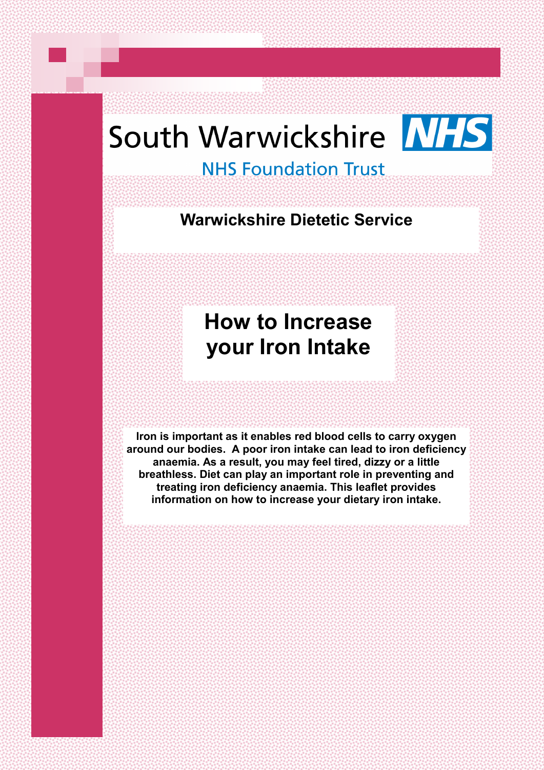South Warwickshire NHS

NHS Foundation Trust

**Warwickshire Dietetic Service**

# How to Increase your Iron Intake

**Iron is important as it enables red blood cells to carry oxygen around our bodies. A poor iron intake can lead to iron deficiency anaemia. As a result, you may feel tired, dizzy or a little breathless. Diet can play an important role in preventing and treating iron deficiency anaemia. This leaflet provides information on how to increase your dietary iron intake.**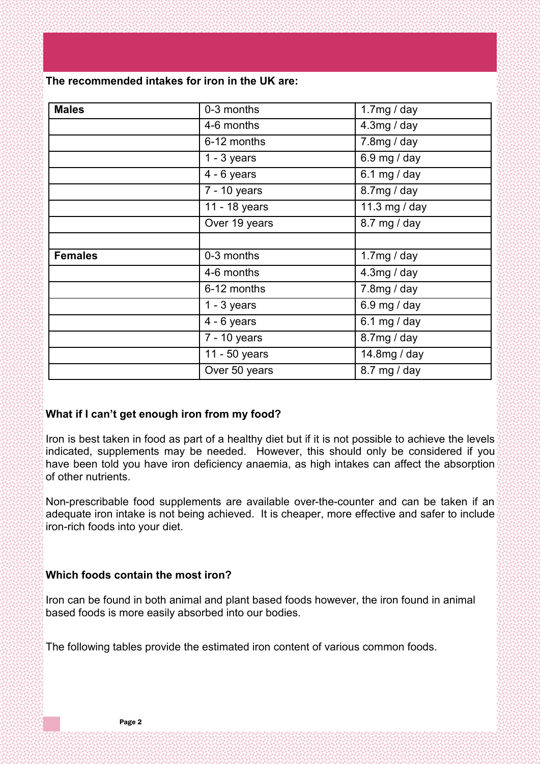**The recommended intakes for iron in the UK are:**

| | | |
|---|---|---|
| **Males** | 0-3 months | 1.7mg / day |
| | 4-6 months | 4.3mg / day |
| | 6-12 months | 7.8mg / day |
| | 1 - 3 years | 6.9 mg / day |
| | 4 - 6 years | 6.1 mg / day |
| | 7 - 10 years | 8.7mg / day |
| | 11 - 18 years | 11.3 mg / day |
| | Over 19 years | 8.7 mg / day |
| | | |
| **Females** | 0-3 months | 1.7mg / day |
| | 4-6 months | 4.3mg / day |
| | 6-12 months | 7.8mg / day |
| | 1 - 3 years | 6.9 mg / day |
| | 4 - 6 years | 6.1 mg / day |
| | 7 - 10 years | 8.7mg / day |
| | 11 - 50 years | 14.8mg / day |
| | Over 50 years | 8.7 mg / day |

**What if I can't get enough iron from my food?**

Iron is best taken in food as part of a healthy diet but if it is not possible to achieve the levels indicated, supplements may be needed. However, this should only be considered if you have been told you have iron deficiency anaemia, as high intakes can affect the absorption of other nutrients.

Non-prescribable food supplements are available over-the-counter and can be taken if an adequate iron intake is not being achieved. It is cheaper, more effective and safer to include iron-rich foods into your diet.

**Which foods contain the most iron?**

Iron can be found in both animal and plant based foods however, the iron found in animal based foods is more easily absorbed into our bodies.

The following tables provide the estimated iron content of various common foods.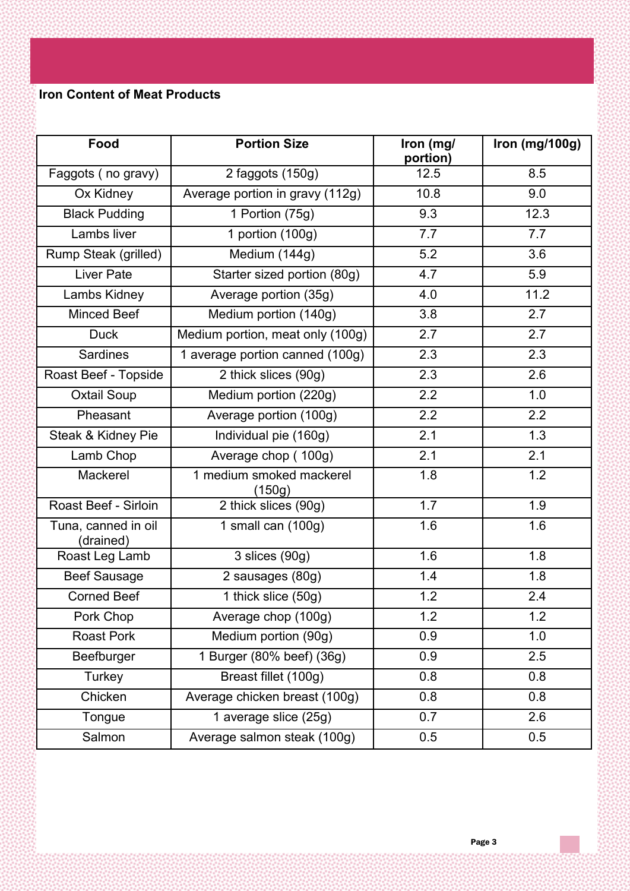**Iron Content of Meat Products**

| Food | Portion Size | Iron (mg/ portion) | Iron (mg/100g) |
|---|---|---|---|
| Faggots ( no gravy) | 2 faggots (150g) | 12.5 | 8.5 |
| Ox Kidney | Average portion in gravy (112g) | 10.8 | 9.0 |
| Black Pudding | 1 Portion (75g) | 9.3 | 12.3 |
| Lambs liver | 1 portion (100g) | 7.7 | 7.7 |
| Rump Steak (grilled) | Medium (144g) | 5.2 | 3.6 |
| Liver Pate | Starter sized portion (80g) | 4.7 | 5.9 |
| Lambs Kidney | Average portion (35g) | 4.0 | 11.2 |
| Minced Beef | Medium portion (140g) | 3.8 | 2.7 |
| Duck | Medium portion, meat only (100g) | 2.7 | 2.7 |
| Sardines | 1 average portion canned (100g) | 2.3 | 2.3 |
| Roast Beef - Topside | 2 thick slices (90g) | 2.3 | 2.6 |
| Oxtail Soup | Medium portion (220g) | 2.2 | 1.0 |
| Pheasant | Average portion (100g) | 2.2 | 2.2 |
| Steak & Kidney Pie | Individual pie (160g) | 2.1 | 1.3 |
| Lamb Chop | Average chop ( 100g) | 2.1 | 2.1 |
| Mackerel | 1 medium smoked mackerel (150g) | 1.8 | 1.2 |
| Roast Beef - Sirloin | 2 thick slices (90g) | 1.7 | 1.9 |
| Tuna, canned in oil (drained) | 1 small can (100g) | 1.6 | 1.6 |
| Roast Leg Lamb | 3 slices (90g) | 1.6 | 1.8 |
| Beef Sausage | 2 sausages (80g) | 1.4 | 1.8 |
| Corned Beef | 1 thick slice (50g) | 1.2 | 2.4 |
| Pork Chop | Average chop (100g) | 1.2 | 1.2 |
| Roast Pork | Medium portion (90g) | 0.9 | 1.0 |
| Beefburger | 1 Burger (80% beef) (36g) | 0.9 | 2.5 |
| Turkey | Breast fillet (100g) | 0.8 | 0.8 |
| Chicken | Average chicken breast (100g) | 0.8 | 0.8 |
| Tongue | 1 average slice (25g) | 0.7 | 2.6 |
| Salmon | Average salmon steak (100g) | 0.5 | 0.5 |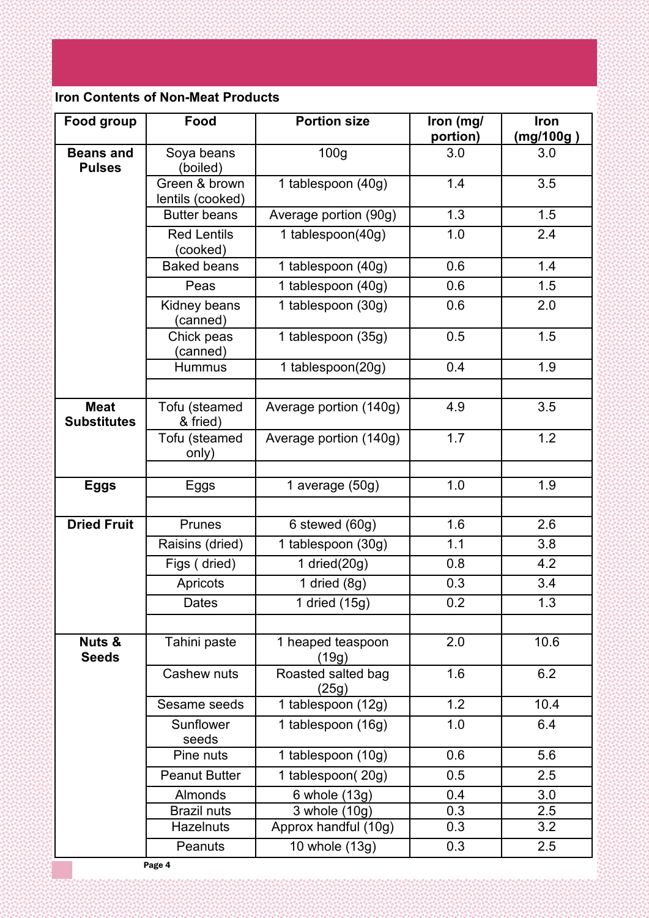**Iron Contents of Non-Meat Products**

| Food group | Food | Portion size | Iron (mg/ portion) | Iron (mg/100g ) |
|---|---|---|---|---|
| **Beans and Pulses** | Soya beans (boiled) | 100g | 3.0 | 3.0 |
| | Green & brown lentils (cooked) | 1 tablespoon (40g) | 1.4 | 3.5 |
| | Butter beans | Average portion (90g) | 1.3 | 1.5 |
| | Red Lentils (cooked) | 1 tablespoon(40g) | 1.0 | 2.4 |
| | Baked beans | 1 tablespoon (40g) | 0.6 | 1.4 |
| | Peas | 1 tablespoon (40g) | 0.6 | 1.5 |
| | Kidney beans (canned) | 1 tablespoon (30g) | 0.6 | 2.0 |
| | Chick peas (canned) | 1 tablespoon (35g) | 0.5 | 1.5 |
| | Hummus | 1 tablespoon(20g) | 0.4 | 1.9 |
| | | | | |
| **Meat Substitutes** | Tofu (steamed & fried) | Average portion (140g) | 4.9 | 3.5 |
| | Tofu (steamed only) | Average portion (140g) | 1.7 | 1.2 |
| | | | | |
| **Eggs** | Eggs | 1 average (50g) | 1.0 | 1.9 |
| | | | | |
| **Dried Fruit** | Prunes | 6 stewed (60g) | 1.6 | 2.6 |
| | Raisins (dried) | 1 tablespoon (30g) | 1.1 | 3.8 |
| | Figs ( dried) | 1 dried(20g) | 0.8 | 4.2 |
| | Apricots | 1 dried (8g) | 0.3 | 3.4 |
| | Dates | 1 dried (15g) | 0.2 | 1.3 |
| | | | | |
| **Nuts & Seeds** | Tahini paste | 1 heaped teaspoon (19g) | 2.0 | 10.6 |
| | Cashew nuts | Roasted salted bag (25g) | 1.6 | 6.2 |
| | Sesame seeds | 1 tablespoon (12g) | 1.2 | 10.4 |
| | Sunflower seeds | 1 tablespoon (16g) | 1.0 | 6.4 |
| | Pine nuts | 1 tablespoon (10g) | 0.6 | 5.6 |
| | Peanut Butter | 1 tablespoon( 20g) | 0.5 | 2.5 |
| | Almonds | 6 whole (13g) | 0.4 | 3.0 |
| | Brazil nuts | 3 whole (10g) | 0.3 | 2.5 |
| | Hazelnuts | Approx handful (10g) | 0.3 | 3.2 |
| | Peanuts | 10 whole (13g) | 0.3 | 2.5 |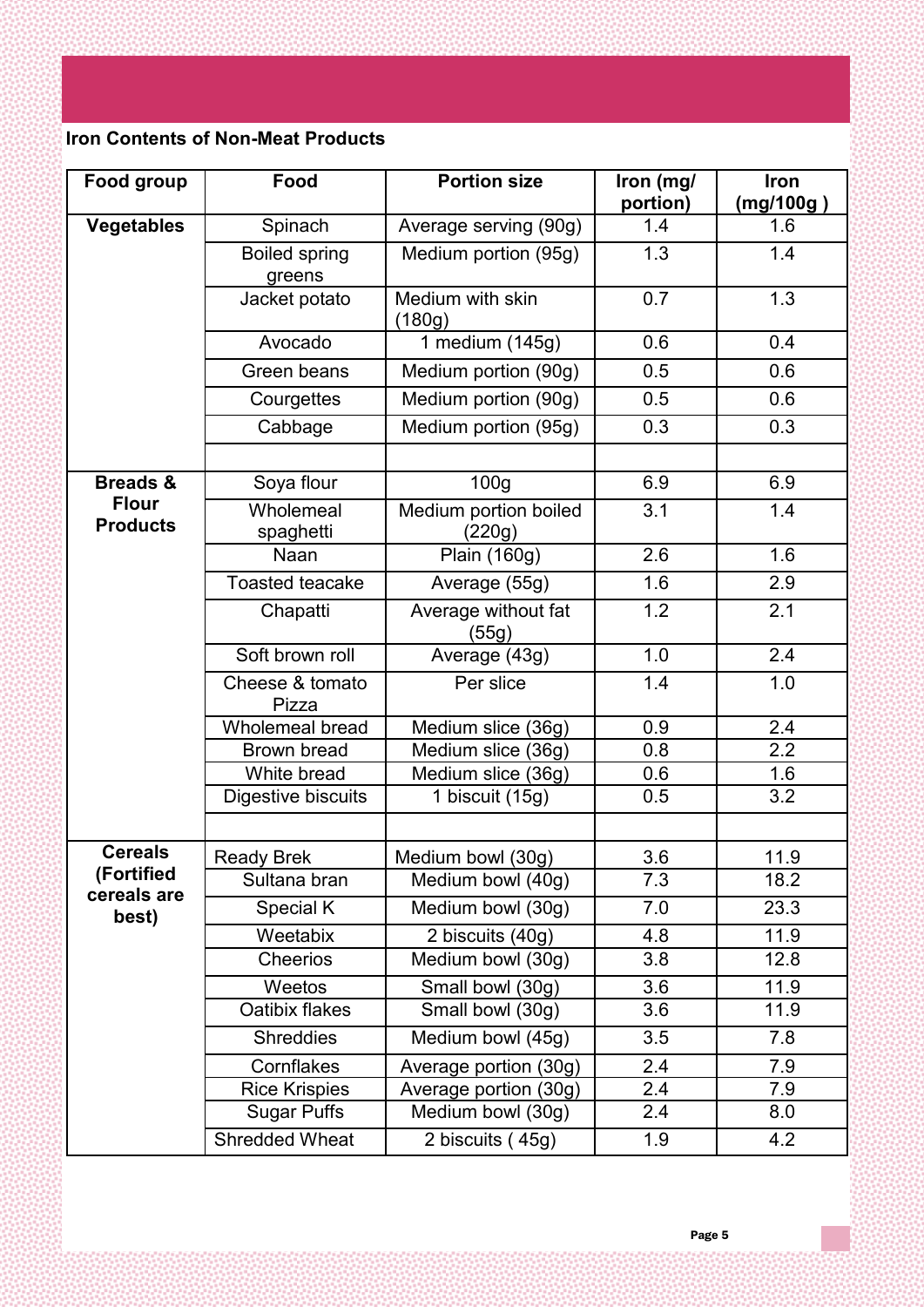**Iron Contents of Non-Meat Products**

| Food group | Food | Portion size | Iron (mg/ portion) | Iron (mg/100g ) |
|---|---|---|---|---|
| **Vegetables** | Spinach | Average serving (90g) | 1.4 | 1.6 |
| | Boiled spring greens | Medium portion (95g) | 1.3 | 1.4 |
| | Jacket potato | Medium with skin (180g) | 0.7 | 1.3 |
| | Avocado | 1 medium (145g) | 0.6 | 0.4 |
| | Green beans | Medium portion (90g) | 0.5 | 0.6 |
| | Courgettes | Medium portion (90g) | 0.5 | 0.6 |
| | Cabbage | Medium portion (95g) | 0.3 | 0.3 |
| | | | | |
| **Breads & Flour Products** | Soya flour | 100g | 6.9 | 6.9 |
| | Wholemeal spaghetti | Medium portion boiled (220g) | 3.1 | 1.4 |
| | Naan | Plain (160g) | 2.6 | 1.6 |
| | Toasted teacake | Average (55g) | 1.6 | 2.9 |
| | Chapatti | Average without fat (55g) | 1.2 | 2.1 |
| | Soft brown roll | Average (43g) | 1.0 | 2.4 |
| | Cheese & tomato Pizza | Per slice | 1.4 | 1.0 |
| | Wholemeal bread | Medium slice (36g) | 0.9 | 2.4 |
| | Brown bread | Medium slice (36g) | 0.8 | 2.2 |
| | White bread | Medium slice (36g) | 0.6 | 1.6 |
| | Digestive biscuits | 1 biscuit (15g) | 0.5 | 3.2 |
| | | | | |
| **Cereals (Fortified cereals are best)** | Ready Brek | Medium bowl (30g) | 3.6 | 11.9 |
| | Sultana bran | Medium bowl (40g) | 7.3 | 18.2 |
| | Special K | Medium bowl (30g) | 7.0 | 23.3 |
| | Weetabix | 2 biscuits (40g) | 4.8 | 11.9 |
| | Cheerios | Medium bowl (30g) | 3.8 | 12.8 |
| | Weetos | Small bowl (30g) | 3.6 | 11.9 |
| | Oatibix flakes | Small bowl (30g) | 3.6 | 11.9 |
| | Shreddies | Medium bowl (45g) | 3.5 | 7.8 |
| | Cornflakes | Average portion (30g) | 2.4 | 7.9 |
| | Rice Krispies | Average portion (30g) | 2.4 | 7.9 |
| | Sugar Puffs | Medium bowl (30g) | 2.4 | 8.0 |
| | Shredded Wheat | 2 biscuits ( 45g) | 1.9 | 4.2 |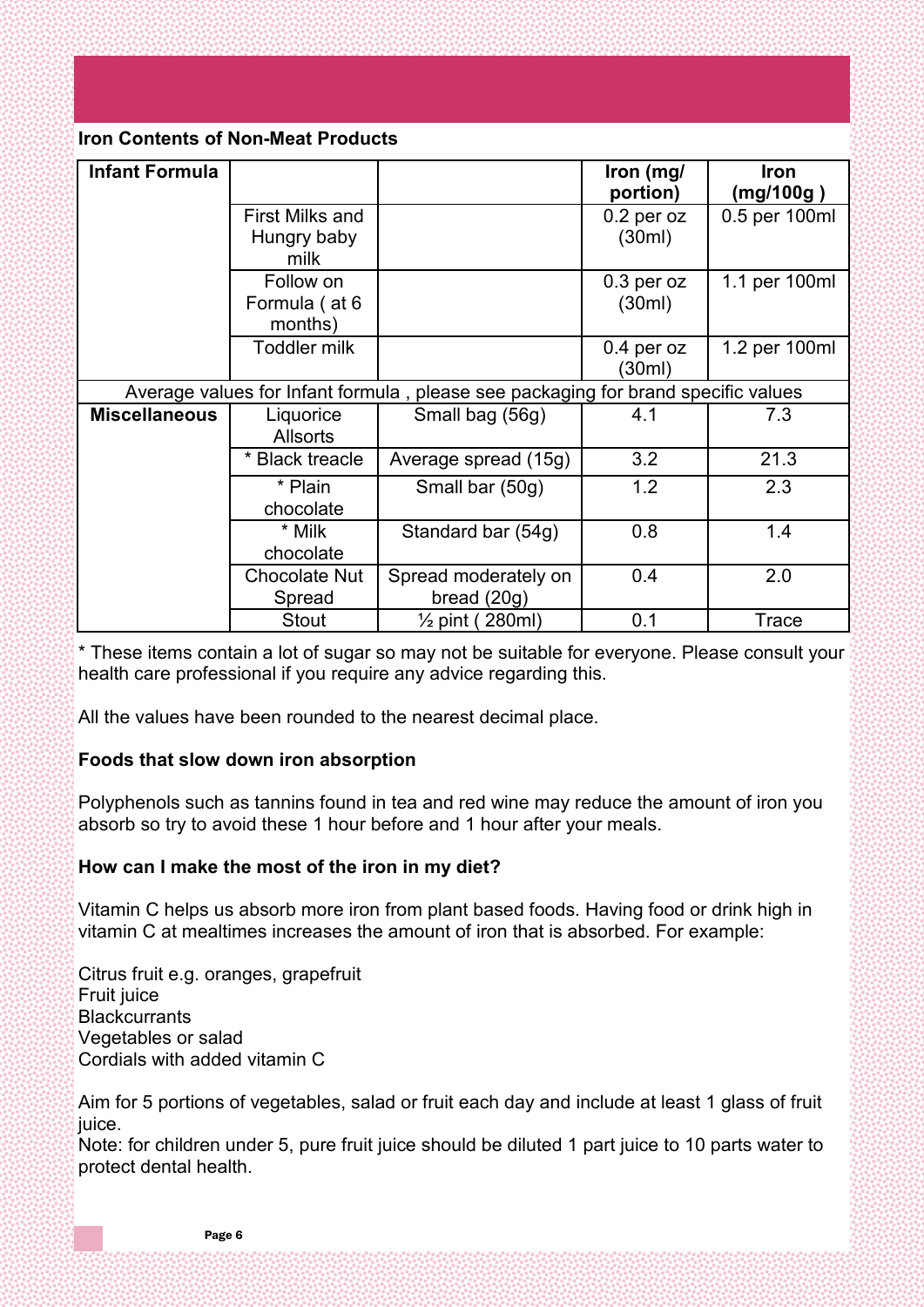**Iron Contents of Non-Meat Products**

| Infant Formula | | | Iron (mg/ portion) | Iron (mg/100g ) |
|---|---|---|---|---|
| | First Milks and Hungry baby milk | | 0.2 per oz (30ml) | 0.5 per 100ml |
| | Follow on Formula ( at 6 months) | | 0.3 per oz (30ml) | 1.1 per 100ml |
| | Toddler milk | | 0.4 per oz (30ml) | 1.2 per 100ml |
| Average values for Infant formula , please see packaging for brand specific values | | | | |
| **Miscellaneous** | Liquorice Allsorts | Small bag (56g) | 4.1 | 7.3 |
| | * Black treacle | Average spread (15g) | 3.2 | 21.3 |
| | * Plain chocolate | Small bar (50g) | 1.2 | 2.3 |
| | * Milk chocolate | Standard bar (54g) | 0.8 | 1.4 |
| | Chocolate Nut Spread | Spread moderately on bread (20g) | 0.4 | 2.0 |
| | Stout | ½ pint ( 280ml) | 0.1 | Trace |

* These items contain a lot of sugar so may not be suitable for everyone. Please consult your health care professional if you require any advice regarding this.

All the values have been rounded to the nearest decimal place.

**Foods that slow down iron absorption**

Polyphenols such as tannins found in tea and red wine may reduce the amount of iron you absorb so try to avoid these 1 hour before and 1 hour after your meals.

**How can I make the most of the iron in my diet?**

Vitamin C helps us absorb more iron from plant based foods. Having food or drink high in vitamin C at mealtimes increases the amount of iron that is absorbed. For example:

Citrus fruit e.g. oranges, grapefruit
Fruit juice
Blackcurrants
Vegetables or salad
Cordials with added vitamin C

Aim for 5 portions of vegetables, salad or fruit each day and include at least 1 glass of fruit juice.
Note: for children under 5, pure fruit juice should be diluted 1 part juice to 10 parts water to protect dental health.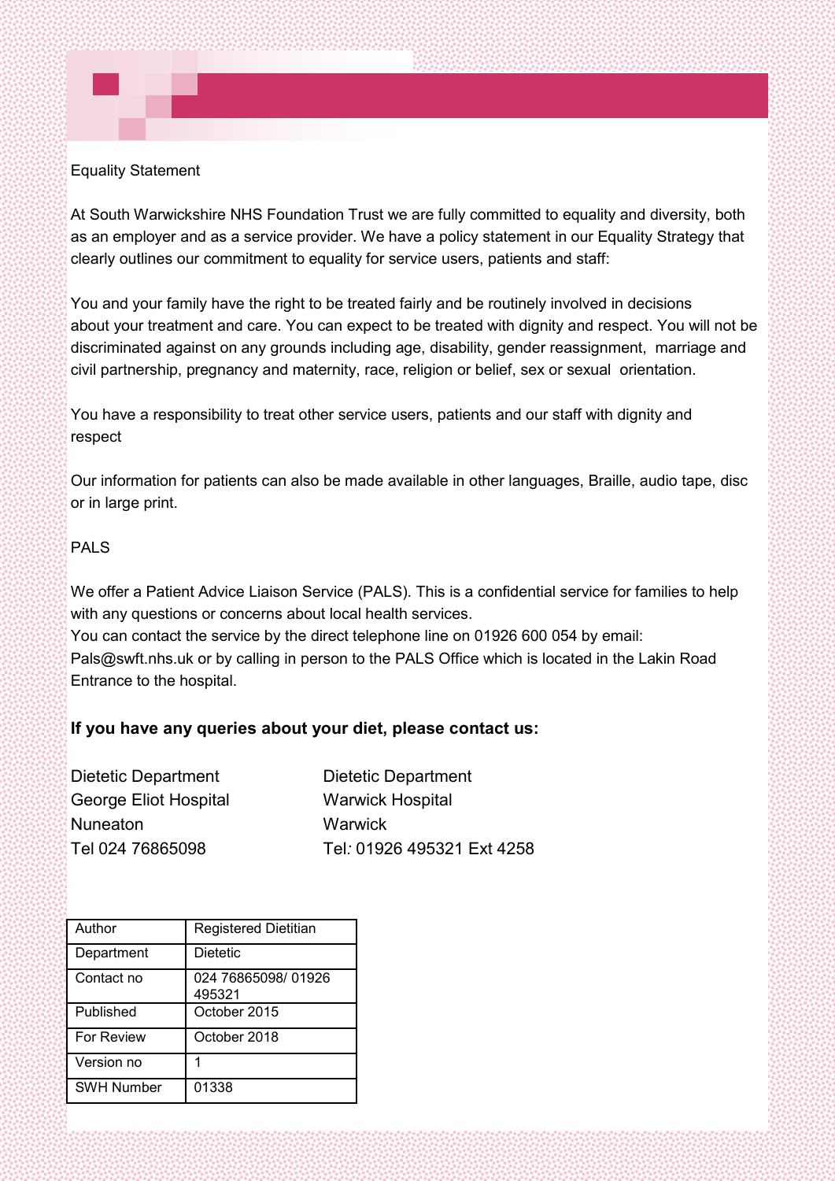Equality Statement

At South Warwickshire NHS Foundation Trust we are fully committed to equality and diversity, both as an employer and as a service provider. We have a policy statement in our Equality Strategy that clearly outlines our commitment to equality for service users, patients and staff:

You and your family have the right to be treated fairly and be routinely involved in decisions about your treatment and care. You can expect to be treated with dignity and respect. You will not be discriminated against on any grounds including age, disability, gender reassignment, marriage and civil partnership, pregnancy and maternity, race, religion or belief, sex or sexual orientation.

You have a responsibility to treat other service users, patients and our staff with dignity and respect

Our information for patients can also be made available in other languages, Braille, audio tape, disc or in large print.

PALS

We offer a Patient Advice Liaison Service (PALS). This is a confidential service for families to help with any questions or concerns about local health services.
You can contact the service by the direct telephone line on 01926 600 054 by email: Pals@swft.nhs.uk or by calling in person to the PALS Office which is located in the Lakin Road Entrance to the hospital.

**If you have any queries about your diet, please contact us:**

Dietetic Department
George Eliot Hospital
Nuneaton
Tel 024 76865098

Dietetic Department
Warwick Hospital
Warwick
Tel*:* 01926 495321 Ext 4258

| | |
|---|---|
| Author | Registered Dietitian |
| Department | Dietetic |
| Contact no | 024 76865098/ 01926 495321 |
| Published | October 2015 |
| For Review | October 2018 |
| Version no | 1 |
| SWH Number | 01338 |